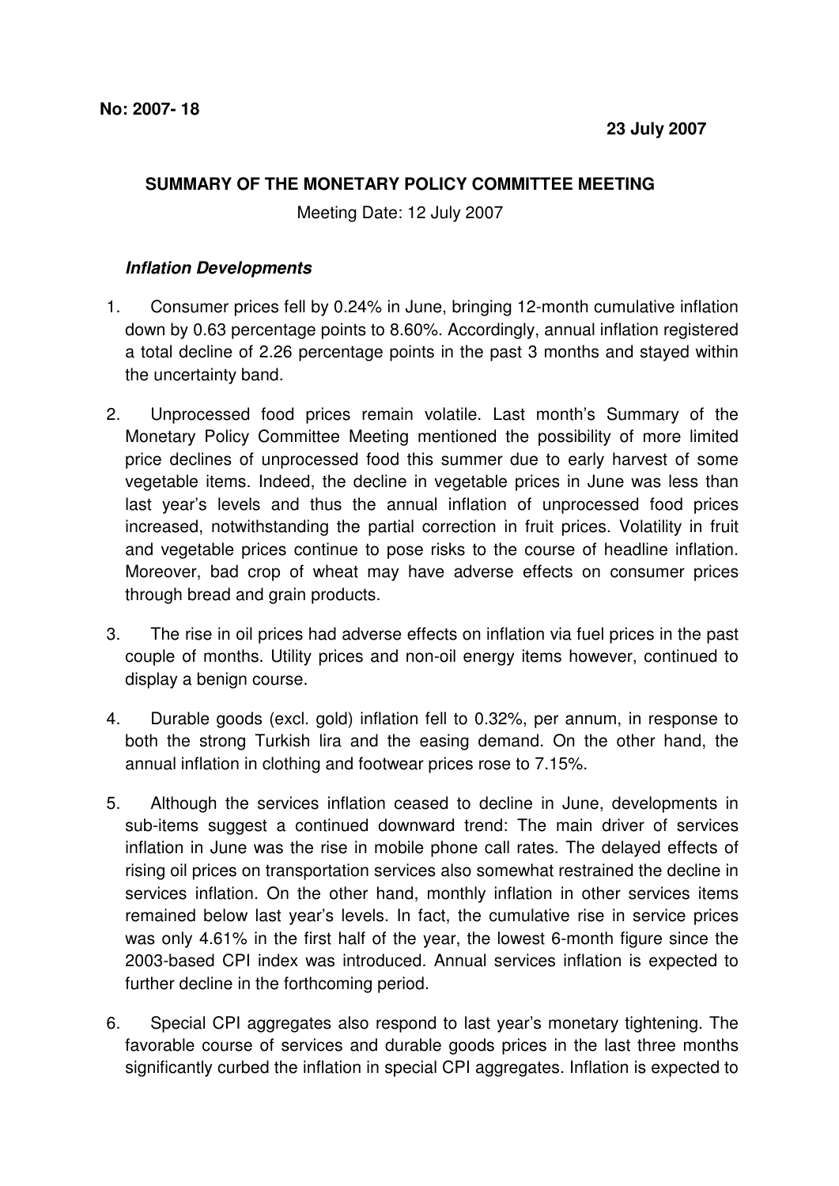**No: 2007- 18**

**23 July 2007**

## SUMMARY OF THE MONETARY POLICY COMMITTEE MEETING

Meeting Date: 12 July 2007

### *Inflation Developments*

1. Consumer prices fell by 0.24% in June, bringing 12-month cumulative inflation down by 0.63 percentage points to 8.60%. Accordingly, annual inflation registered a total decline of 2.26 percentage points in the past 3 months and stayed within the uncertainty band.

2. Unprocessed food prices remain volatile. Last month's Summary of the Monetary Policy Committee Meeting mentioned the possibility of more limited price declines of unprocessed food this summer due to early harvest of some vegetable items. Indeed, the decline in vegetable prices in June was less than last year's levels and thus the annual inflation of unprocessed food prices increased, notwithstanding the partial correction in fruit prices. Volatility in fruit and vegetable prices continue to pose risks to the course of headline inflation. Moreover, bad crop of wheat may have adverse effects on consumer prices through bread and grain products.

3. The rise in oil prices had adverse effects on inflation via fuel prices in the past couple of months. Utility prices and non-oil energy items however, continued to display a benign course.

4. Durable goods (excl. gold) inflation fell to 0.32%, per annum, in response to both the strong Turkish lira and the easing demand. On the other hand, the annual inflation in clothing and footwear prices rose to 7.15%.

5. Although the services inflation ceased to decline in June, developments in sub-items suggest a continued downward trend: The main driver of services inflation in June was the rise in mobile phone call rates. The delayed effects of rising oil prices on transportation services also somewhat restrained the decline in services inflation. On the other hand, monthly inflation in other services items remained below last year's levels. In fact, the cumulative rise in service prices was only 4.61% in the first half of the year, the lowest 6-month figure since the 2003-based CPI index was introduced. Annual services inflation is expected to further decline in the forthcoming period.

6. Special CPI aggregates also respond to last year's monetary tightening. The favorable course of services and durable goods prices in the last three months significantly curbed the inflation in special CPI aggregates. Inflation is expected to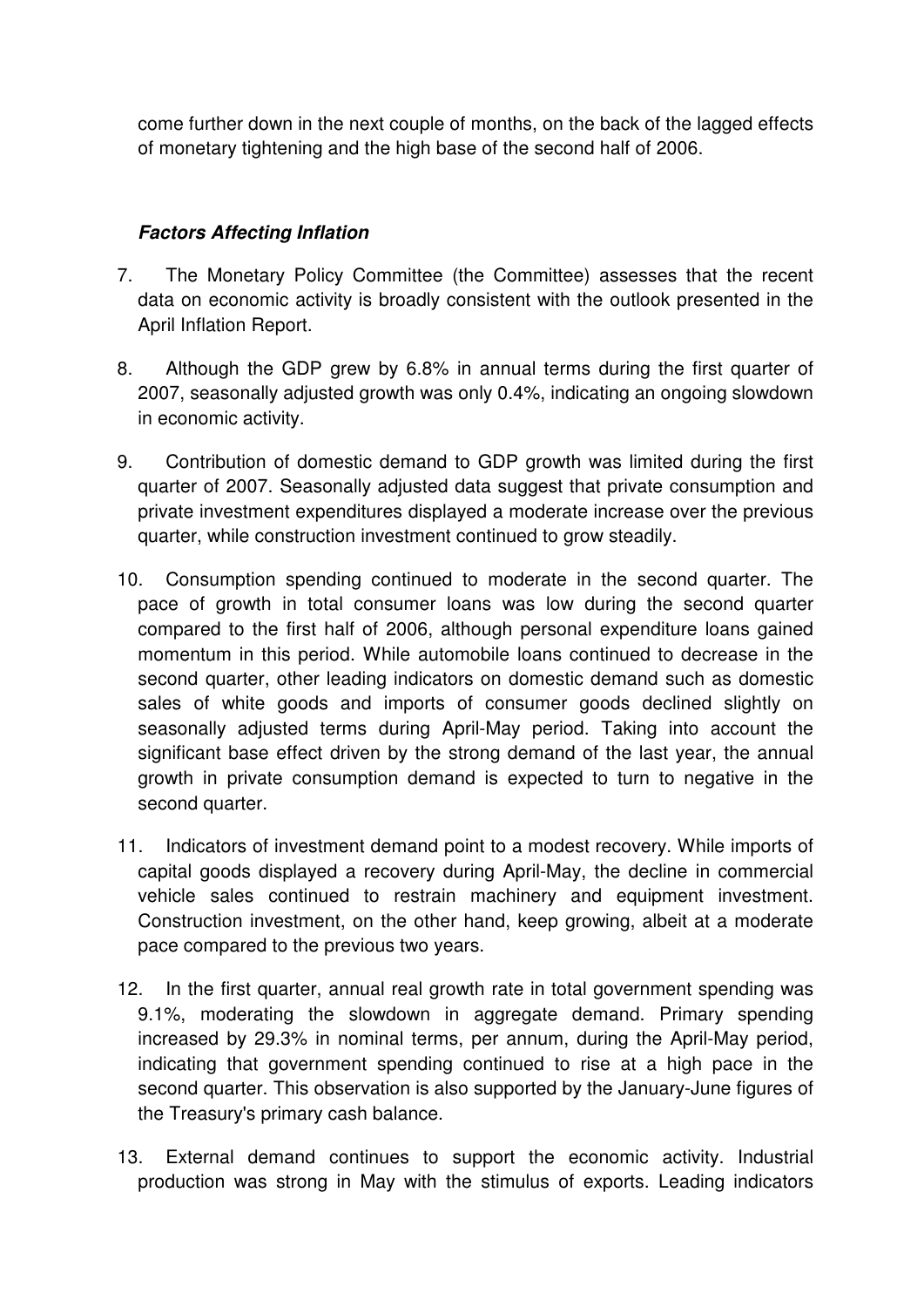come further down in the next couple of months, on the back of the lagged effects of monetary tightening and the high base of the second half of 2006.

### *Factors Affecting Inflation*

7. The Monetary Policy Committee (the Committee) assesses that the recent data on economic activity is broadly consistent with the outlook presented in the April Inflation Report.

8. Although the GDP grew by 6.8% in annual terms during the first quarter of 2007, seasonally adjusted growth was only 0.4%, indicating an ongoing slowdown in economic activity.

9. Contribution of domestic demand to GDP growth was limited during the first quarter of 2007. Seasonally adjusted data suggest that private consumption and private investment expenditures displayed a moderate increase over the previous quarter, while construction investment continued to grow steadily.

10. Consumption spending continued to moderate in the second quarter. The pace of growth in total consumer loans was low during the second quarter compared to the first half of 2006, although personal expenditure loans gained momentum in this period. While automobile loans continued to decrease in the second quarter, other leading indicators on domestic demand such as domestic sales of white goods and imports of consumer goods declined slightly on seasonally adjusted terms during April-May period. Taking into account the significant base effect driven by the strong demand of the last year, the annual growth in private consumption demand is expected to turn to negative in the second quarter.

11. Indicators of investment demand point to a modest recovery. While imports of capital goods displayed a recovery during April-May, the decline in commercial vehicle sales continued to restrain machinery and equipment investment. Construction investment, on the other hand, keep growing, albeit at a moderate pace compared to the previous two years.

12. In the first quarter, annual real growth rate in total government spending was 9.1%, moderating the slowdown in aggregate demand. Primary spending increased by 29.3% in nominal terms, per annum, during the April-May period, indicating that government spending continued to rise at a high pace in the second quarter. This observation is also supported by the January-June figures of the Treasury's primary cash balance.

13. External demand continues to support the economic activity. Industrial production was strong in May with the stimulus of exports. Leading indicators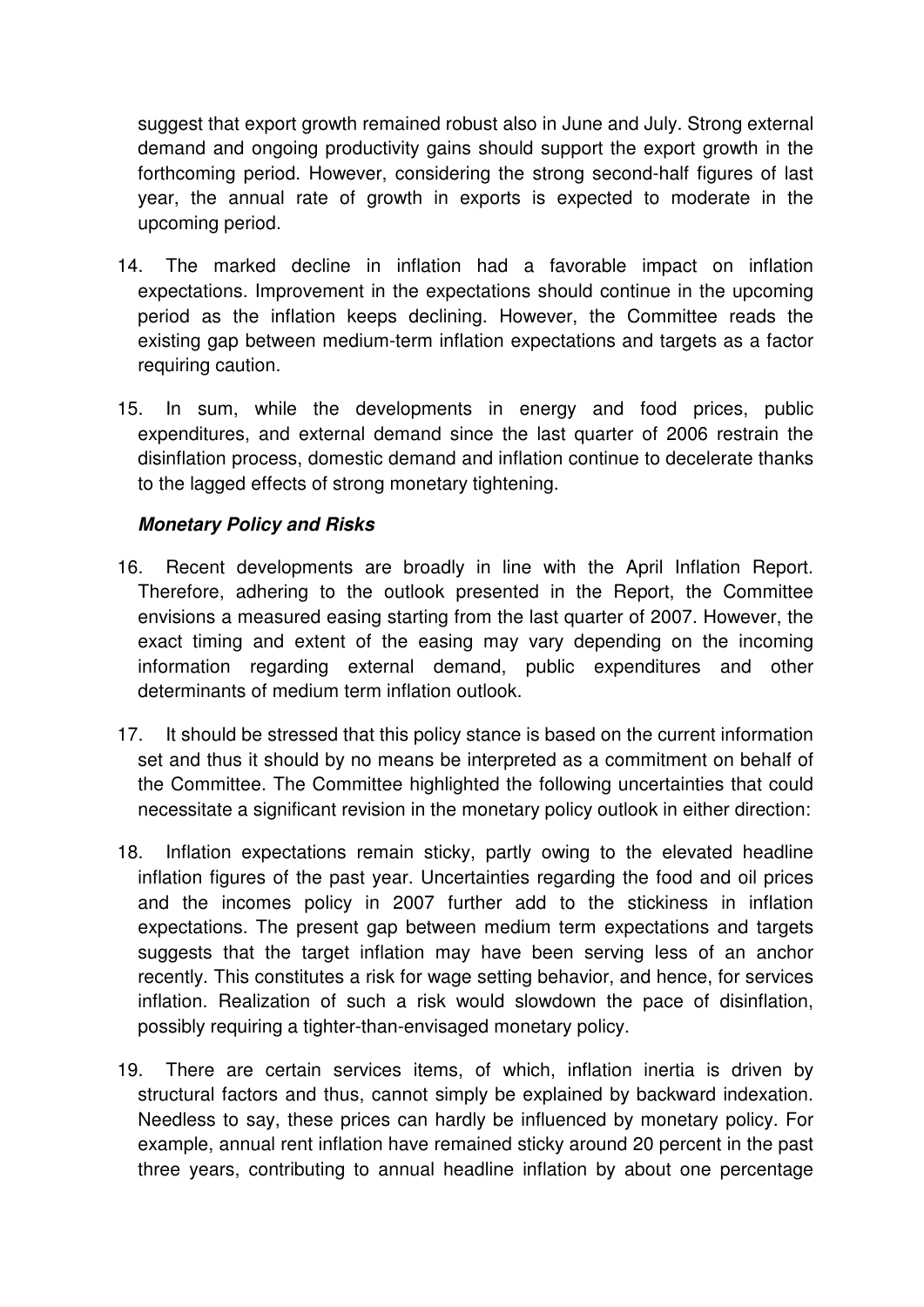suggest that export growth remained robust also in June and July. Strong external demand and ongoing productivity gains should support the export growth in the forthcoming period. However, considering the strong second-half figures of last year, the annual rate of growth in exports is expected to moderate in the upcoming period.

14. The marked decline in inflation had a favorable impact on inflation expectations. Improvement in the expectations should continue in the upcoming period as the inflation keeps declining. However, the Committee reads the existing gap between medium-term inflation expectations and targets as a factor requiring caution.

15. In sum, while the developments in energy and food prices, public expenditures, and external demand since the last quarter of 2006 restrain the disinflation process, domestic demand and inflation continue to decelerate thanks to the lagged effects of strong monetary tightening.

***Monetary Policy and Risks***

16. Recent developments are broadly in line with the April Inflation Report. Therefore, adhering to the outlook presented in the Report, the Committee envisions a measured easing starting from the last quarter of 2007. However, the exact timing and extent of the easing may vary depending on the incoming information regarding external demand, public expenditures and other determinants of medium term inflation outlook.

17. It should be stressed that this policy stance is based on the current information set and thus it should by no means be interpreted as a commitment on behalf of the Committee. The Committee highlighted the following uncertainties that could necessitate a significant revision in the monetary policy outlook in either direction:

18. Inflation expectations remain sticky, partly owing to the elevated headline inflation figures of the past year. Uncertainties regarding the food and oil prices and the incomes policy in 2007 further add to the stickiness in inflation expectations. The present gap between medium term expectations and targets suggests that the target inflation may have been serving less of an anchor recently. This constitutes a risk for wage setting behavior, and hence, for services inflation. Realization of such a risk would slowdown the pace of disinflation, possibly requiring a tighter-than-envisaged monetary policy.

19. There are certain services items, of which, inflation inertia is driven by structural factors and thus, cannot simply be explained by backward indexation. Needless to say, these prices can hardly be influenced by monetary policy. For example, annual rent inflation have remained sticky around 20 percent in the past three years, contributing to annual headline inflation by about one percentage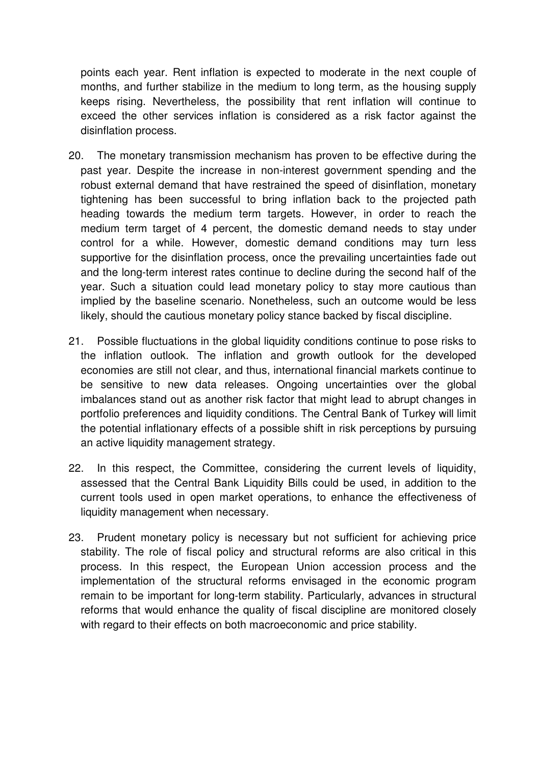points each year. Rent inflation is expected to moderate in the next couple of months, and further stabilize in the medium to long term, as the housing supply keeps rising. Nevertheless, the possibility that rent inflation will continue to exceed the other services inflation is considered as a risk factor against the disinflation process.

20. The monetary transmission mechanism has proven to be effective during the past year. Despite the increase in non-interest government spending and the robust external demand that have restrained the speed of disinflation, monetary tightening has been successful to bring inflation back to the projected path heading towards the medium term targets. However, in order to reach the medium term target of 4 percent, the domestic demand needs to stay under control for a while. However, domestic demand conditions may turn less supportive for the disinflation process, once the prevailing uncertainties fade out and the long-term interest rates continue to decline during the second half of the year. Such a situation could lead monetary policy to stay more cautious than implied by the baseline scenario. Nonetheless, such an outcome would be less likely, should the cautious monetary policy stance backed by fiscal discipline.

21. Possible fluctuations in the global liquidity conditions continue to pose risks to the inflation outlook. The inflation and growth outlook for the developed economies are still not clear, and thus, international financial markets continue to be sensitive to new data releases. Ongoing uncertainties over the global imbalances stand out as another risk factor that might lead to abrupt changes in portfolio preferences and liquidity conditions. The Central Bank of Turkey will limit the potential inflationary effects of a possible shift in risk perceptions by pursuing an active liquidity management strategy.

22. In this respect, the Committee, considering the current levels of liquidity, assessed that the Central Bank Liquidity Bills could be used, in addition to the current tools used in open market operations, to enhance the effectiveness of liquidity management when necessary.

23. Prudent monetary policy is necessary but not sufficient for achieving price stability. The role of fiscal policy and structural reforms are also critical in this process. In this respect, the European Union accession process and the implementation of the structural reforms envisaged in the economic program remain to be important for long-term stability. Particularly, advances in structural reforms that would enhance the quality of fiscal discipline are monitored closely with regard to their effects on both macroeconomic and price stability.